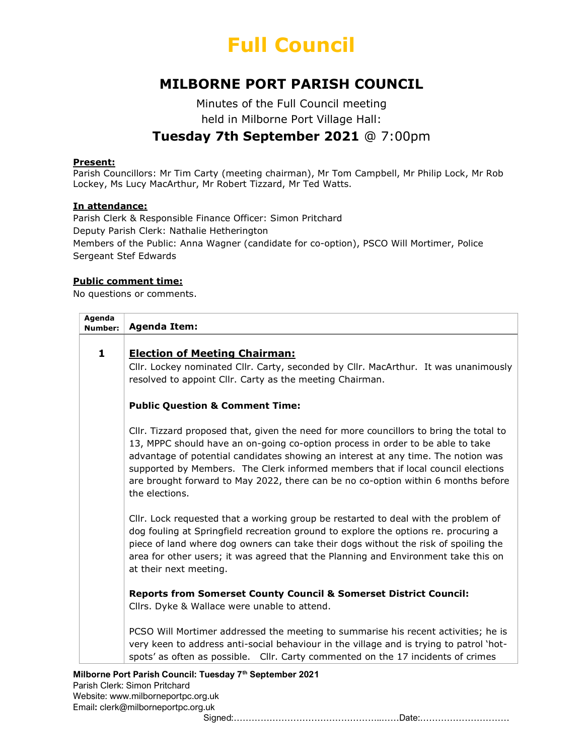# Full Council

## MILBORNE PORT PARISH COUNCIL

Minutes of the Full Council meeting
held in Milborne Port Village Hall:

### Tuesday 7th September 2021 @ 7:00pm

**Present:**
Parish Councillors: Mr Tim Carty (meeting chairman), Mr Tom Campbell, Mr Philip Lock, Mr Rob Lockey, Ms Lucy MacArthur, Mr Robert Tizzard, Mr Ted Watts.

**In attendance:**
Parish Clerk & Responsible Finance Officer: Simon Pritchard
Deputy Parish Clerk: Nathalie Hetherington
Members of the Public: Anna Wagner (candidate for co-option), PSCO Will Mortimer, Police Sergeant Stef Edwards

**Public comment time:**
No questions or comments.

| Agenda Number: | Agenda Item: |
|---|---|
| 1 | **Election of Meeting Chairman:**<br>Cllr. Lockey nominated Cllr. Carty, seconded by Cllr. MacArthur. It was unanimously resolved to appoint Cllr. Carty as the meeting Chairman.<br><br>**Public Question & Comment Time:**<br><br>Cllr. Tizzard proposed that, given the need for more councillors to bring the total to 13, MPPC should have an on-going co-option process in order to be able to take advantage of potential candidates showing an interest at any time. The notion was supported by Members. The Clerk informed members that if local council elections are brought forward to May 2022, there can be no co-option within 6 months before the elections.<br><br>Cllr. Lock requested that a working group be restarted to deal with the problem of dog fouling at Springfield recreation ground to explore the options re. procuring a piece of land where dog owners can take their dogs without the risk of spoiling the area for other users; it was agreed that the Planning and Environment take this on at their next meeting.<br><br>**Reports from Somerset County Council & Somerset District Council:**<br>Cllrs. Dyke & Wallace were unable to attend.<br><br>PCSO Will Mortimer addressed the meeting to summarise his recent activities; he is very keen to address anti-social behaviour in the village and is trying to patrol 'hot-spots' as often as possible. Cllr. Carty commented on the 17 incidents of crimes |

Signed:……………………………………………Date:…………………………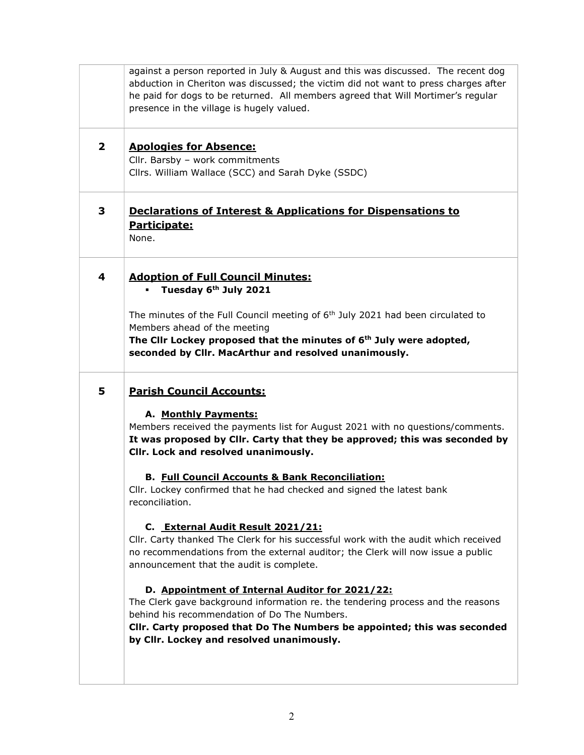| | |
|---|---|
| | against a person reported in July & August and this was discussed. The recent dog abduction in Cheriton was discussed; the victim did not want to press charges after he paid for dogs to be returned. All members agreed that Will Mortimer's regular presence in the village is hugely valued. |
| **2** | <u>**Apologies for Absence:**</u><br>Cllr. Barsby – work commitments<br>Cllrs. William Wallace (SCC) and Sarah Dyke (SSDC) |
| **3** | <u>**Declarations of Interest & Applications for Dispensations to Participate:**</u><br>None. |
| **4** | <u>**Adoption of Full Council Minutes:**</u><br>▪ **Tuesday 6th July 2021**<br><br>The minutes of the Full Council meeting of 6th July 2021 had been circulated to Members ahead of the meeting<br>**The Cllr Lockey proposed that the minutes of 6th July were adopted, seconded by Cllr. MacArthur and resolved unanimously.** |
| **5** | <u>**Parish Council Accounts:**</u><br><br>**A. <u>Monthly Payments:</u>**<br>Members received the payments list for August 2021 with no questions/comments.<br>**It was proposed by Cllr. Carty that they be approved; this was seconded by Cllr. Lock and resolved unanimously.**<br><br>**B. <u>Full Council Accounts & Bank Reconciliation:</u>**<br>Cllr. Lockey confirmed that he had checked and signed the latest bank reconciliation.<br><br>**C. <u>External Audit Result 2021/21:</u>**<br>Cllr. Carty thanked The Clerk for his successful work with the audit which received no recommendations from the external auditor; the Clerk will now issue a public announcement that the audit is complete.<br><br>**D. <u>Appointment of Internal Auditor for 2021/22:</u>**<br>The Clerk gave background information re. the tendering process and the reasons behind his recommendation of Do The Numbers.<br>**Cllr. Carty proposed that Do The Numbers be appointed; this was seconded by Cllr. Lockey and resolved unanimously.** |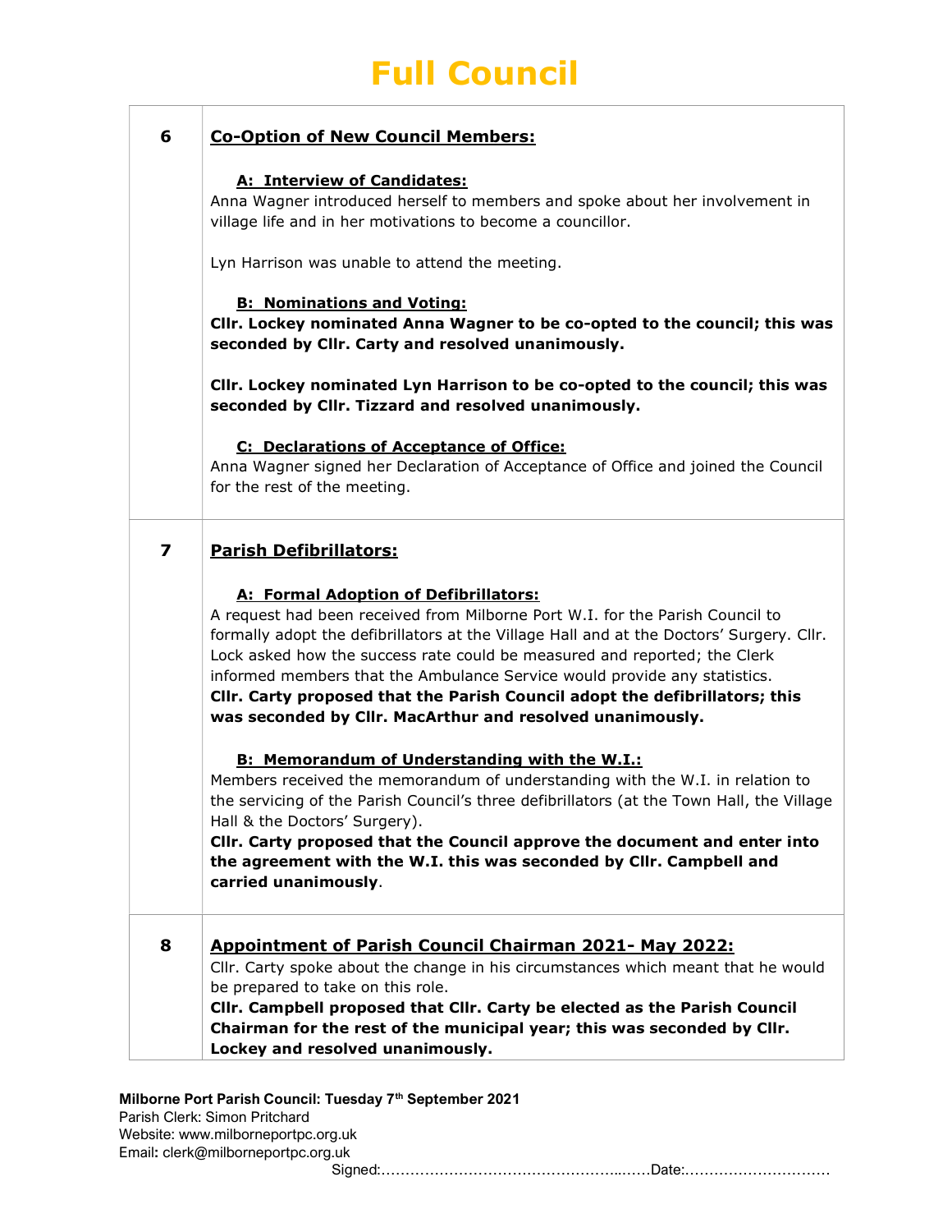# Full Council

| | |
|---|---|
| **6** | **Co-Option of New Council Members:**<br><br>**A: Interview of Candidates:**<br>Anna Wagner introduced herself to members and spoke about her involvement in village life and in her motivations to become a councillor.<br><br>Lyn Harrison was unable to attend the meeting.<br><br>**B: Nominations and Voting:**<br>**Cllr. Lockey nominated Anna Wagner to be co-opted to the council; this was seconded by Cllr. Carty and resolved unanimously.**<br><br>**Cllr. Lockey nominated Lyn Harrison to be co-opted to the council; this was seconded by Cllr. Tizzard and resolved unanimously.**<br><br>**C: Declarations of Acceptance of Office:**<br>Anna Wagner signed her Declaration of Acceptance of Office and joined the Council for the rest of the meeting. |
| **7** | **Parish Defibrillators:**<br><br>**A: Formal Adoption of Defibrillators:**<br>A request had been received from Milborne Port W.I. for the Parish Council to formally adopt the defibrillators at the Village Hall and at the Doctors' Surgery. Cllr. Lock asked how the success rate could be measured and reported; the Clerk informed members that the Ambulance Service would provide any statistics.<br>**Cllr. Carty proposed that the Parish Council adopt the defibrillators; this was seconded by Cllr. MacArthur and resolved unanimously.**<br><br>**B: Memorandum of Understanding with the W.I.:**<br>Members received the memorandum of understanding with the W.I. in relation to the servicing of the Parish Council's three defibrillators (at the Town Hall, the Village Hall & the Doctors' Surgery).<br>**Cllr. Carty proposed that the Council approve the document and enter into the agreement with the W.I. this was seconded by Cllr. Campbell and carried unanimously**. |
| **8** | **Appointment of Parish Council Chairman 2021- May 2022:**<br>Cllr. Carty spoke about the change in his circumstances which meant that he would be prepared to take on this role.<br>**Cllr. Campbell proposed that Cllr. Carty be elected as the Parish Council Chairman for the rest of the municipal year; this was seconded by Cllr. Lockey and resolved unanimously.** |

**Milborne Port Parish Council: Tuesday 7th September 2021**
Parish Clerk: Simon Pritchard
Website: www.milborneportpc.org.uk
Email: clerk@milborneportpc.org.uk
Signed:………………………………………..……Date:…………………………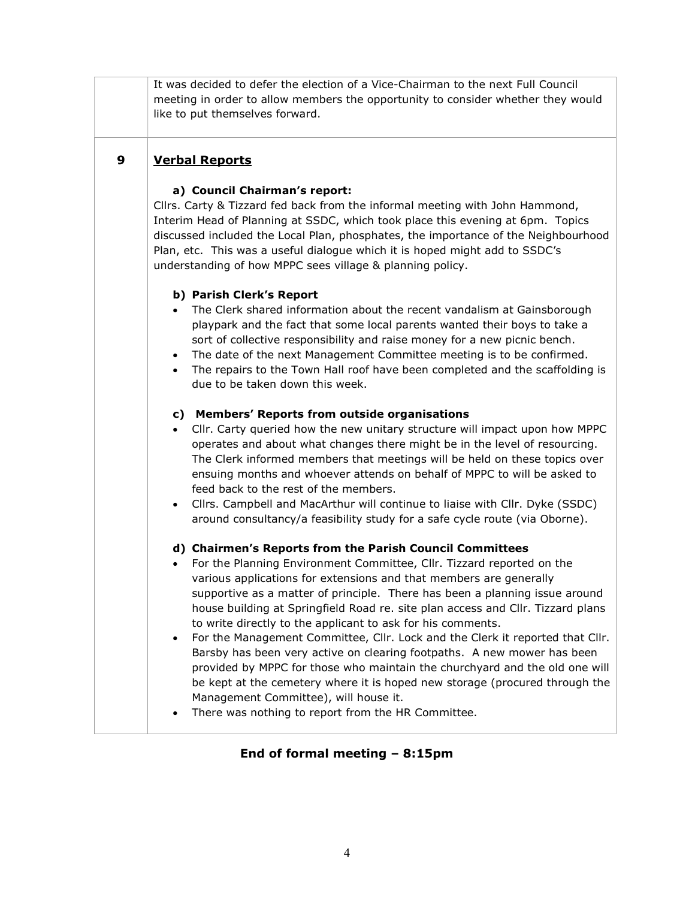| | |
|---|---|
| | It was decided to defer the election of a Vice-Chairman to the next Full Council meeting in order to allow members the opportunity to consider whether they would like to put themselves forward. |
| **9** | **<u>Verbal Reports</u>**<br><br>**a) Council Chairman's report:**<br>Cllrs. Carty & Tizzard fed back from the informal meeting with John Hammond, Interim Head of Planning at SSDC, which took place this evening at 6pm. Topics discussed included the Local Plan, phosphates, the importance of the Neighbourhood Plan, etc. This was a useful dialogue which it is hoped might add to SSDC's understanding of how MPPC sees village & planning policy.<br><br>**b) Parish Clerk's Report**<br>• The Clerk shared information about the recent vandalism at Gainsborough playpark and the fact that some local parents wanted their boys to take a sort of collective responsibility and raise money for a new picnic bench.<br>• The date of the next Management Committee meeting is to be confirmed.<br>• The repairs to the Town Hall roof have been completed and the scaffolding is due to be taken down this week.<br><br>**c) Members' Reports from outside organisations**<br>• Cllr. Carty queried how the new unitary structure will impact upon how MPPC operates and about what changes there might be in the level of resourcing. The Clerk informed members that meetings will be held on these topics over ensuing months and whoever attends on behalf of MPPC to will be asked to feed back to the rest of the members.<br>• Cllrs. Campbell and MacArthur will continue to liaise with Cllr. Dyke (SSDC) around consultancy/a feasibility study for a safe cycle route (via Oborne).<br><br>**d) Chairmen's Reports from the Parish Council Committees**<br>• For the Planning Environment Committee, Cllr. Tizzard reported on the various applications for extensions and that members are generally supportive as a matter of principle. There has been a planning issue around house building at Springfield Road re. site plan access and Cllr. Tizzard plans to write directly to the applicant to ask for his comments.<br>• For the Management Committee, Cllr. Lock and the Clerk it reported that Cllr. Barsby has been very active on clearing footpaths. A new mower has been provided by MPPC for those who maintain the churchyard and the old one will be kept at the cemetery where it is hoped new storage (procured through the Management Committee), will house it.<br>• There was nothing to report from the HR Committee. |

**End of formal meeting – 8:15pm**